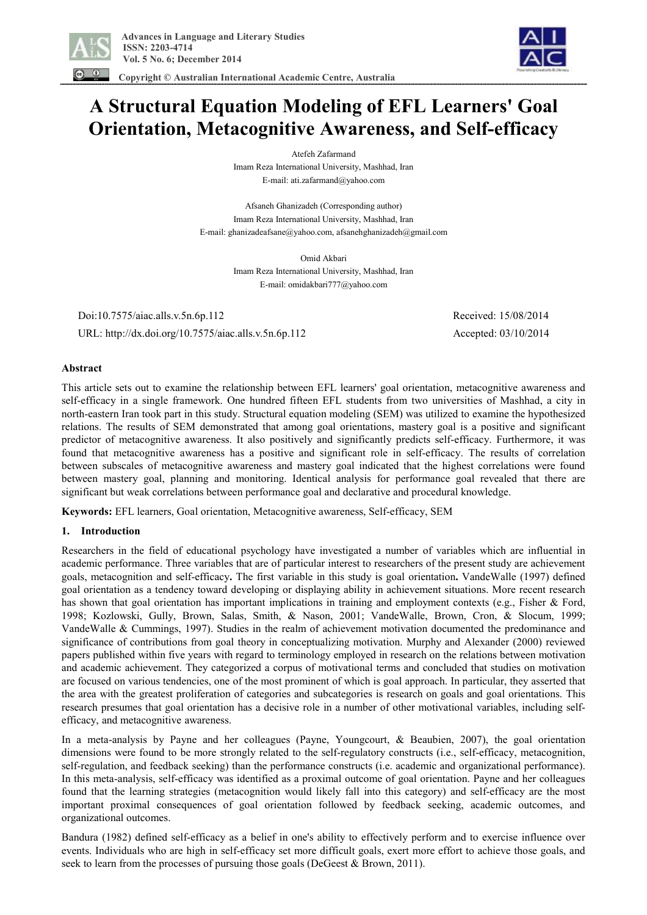# A Structural Equation Modeling of EFL Learners' Goal Orientation, Metacognitive Awareness, and Self-efficacy

Atefeh Zafarmand
Imam Reza International University, Mashhad, Iran
E-mail: ati.zafarmand@yahoo.com

Afsaneh Ghanizadeh (Corresponding author)
Imam Reza International University, Mashhad, Iran
E-mail: ghanizadeafsane@yahoo.com, afsanehghanizadeh@gmail.com

Omid Akbari
Imam Reza International University, Mashhad, Iran
E-mail: omidakbari777@yahoo.com

Doi:10.7575/aiac.alls.v.5n.6p.112
URL: http://dx.doi.org/10.7575/aiac.alls.v.5n.6p.112

Received: 15/08/2014
Accepted: 03/10/2014

**Abstract**

This article sets out to examine the relationship between EFL learners' goal orientation, metacognitive awareness and self-efficacy in a single framework. One hundred fifteen EFL students from two universities of Mashhad, a city in north-eastern Iran took part in this study. Structural equation modeling (SEM) was utilized to examine the hypothesized relations. The results of SEM demonstrated that among goal orientations, mastery goal is a positive and significant predictor of metacognitive awareness. It also positively and significantly predicts self-efficacy. Furthermore, it was found that metacognitive awareness has a positive and significant role in self-efficacy. The results of correlation between subscales of metacognitive awareness and mastery goal indicated that the highest correlations were found between mastery goal, planning and monitoring. Identical analysis for performance goal revealed that there are significant but weak correlations between performance goal and declarative and procedural knowledge.

**Keywords:** EFL learners, Goal orientation, Metacognitive awareness, Self-efficacy, SEM

## 1. Introduction

Researchers in the field of educational psychology have investigated a number of variables which are influential in academic performance. Three variables that are of particular interest to researchers of the present study are achievement goals, metacognition and self-efficacy**.** The first variable in this study is goal orientation**.** VandeWalle (1997) defined goal orientation as a tendency toward developing or displaying ability in achievement situations. More recent research has shown that goal orientation has important implications in training and employment contexts (e.g., Fisher & Ford, 1998; Kozlowski, Gully, Brown, Salas, Smith, & Nason, 2001; VandeWalle, Brown, Cron, & Slocum, 1999; VandeWalle & Cummings, 1997). Studies in the realm of achievement motivation documented the predominance and significance of contributions from goal theory in conceptualizing motivation. Murphy and Alexander (2000) reviewed papers published within five years with regard to terminology employed in research on the relations between motivation and academic achievement. They categorized a corpus of motivational terms and concluded that studies on motivation are focused on various tendencies, one of the most prominent of which is goal approach. In particular, they asserted that the area with the greatest proliferation of categories and subcategories is research on goals and goal orientations. This research presumes that goal orientation has a decisive role in a number of other motivational variables, including self-efficacy, and metacognitive awareness.

In a meta-analysis by Payne and her colleagues (Payne, Youngcourt, & Beaubien, 2007), the goal orientation dimensions were found to be more strongly related to the self-regulatory constructs (i.e., self-efficacy, metacognition, self-regulation, and feedback seeking) than the performance constructs (i.e. academic and organizational performance). In this meta-analysis, self-efficacy was identified as a proximal outcome of goal orientation. Payne and her colleagues found that the learning strategies (metacognition would likely fall into this category) and self-efficacy are the most important proximal consequences of goal orientation followed by feedback seeking, academic outcomes, and organizational outcomes.

Bandura (1982) defined self-efficacy as a belief in one's ability to effectively perform and to exercise influence over events. Individuals who are high in self-efficacy set more difficult goals, exert more effort to achieve those goals, and seek to learn from the processes of pursuing those goals (DeGeest & Brown, 2011).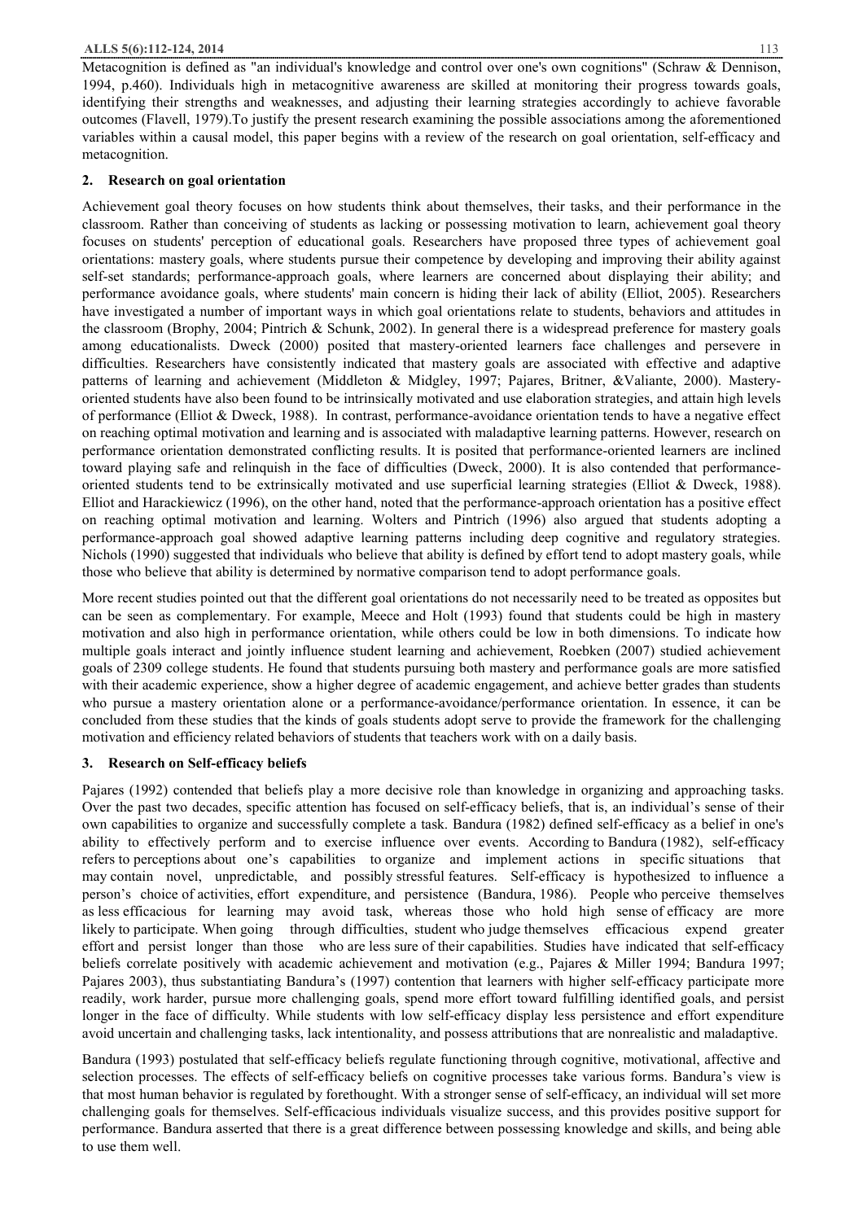Metacognition is defined as "an individual's knowledge and control over one's own cognitions" (Schraw & Dennison, 1994, p.460). Individuals high in metacognitive awareness are skilled at monitoring their progress towards goals, identifying their strengths and weaknesses, and adjusting their learning strategies accordingly to achieve favorable outcomes (Flavell, 1979).To justify the present research examining the possible associations among the aforementioned variables within a causal model, this paper begins with a review of the research on goal orientation, self-efficacy and metacognition.

## 2. Research on goal orientation

Achievement goal theory focuses on how students think about themselves, their tasks, and their performance in the classroom. Rather than conceiving of students as lacking or possessing motivation to learn, achievement goal theory focuses on students' perception of educational goals. Researchers have proposed three types of achievement goal orientations: mastery goals, where students pursue their competence by developing and improving their ability against self-set standards; performance-approach goals, where learners are concerned about displaying their ability; and performance avoidance goals, where students' main concern is hiding their lack of ability (Elliot, 2005). Researchers have investigated a number of important ways in which goal orientations relate to students, behaviors and attitudes in the classroom (Brophy, 2004; Pintrich & Schunk, 2002). In general there is a widespread preference for mastery goals among educationalists. Dweck (2000) posited that mastery-oriented learners face challenges and persevere in difficulties. Researchers have consistently indicated that mastery goals are associated with effective and adaptive patterns of learning and achievement (Middleton & Midgley, 1997; Pajares, Britner, &Valiante, 2000). Mastery-oriented students have also been found to be intrinsically motivated and use elaboration strategies, and attain high levels of performance (Elliot & Dweck, 1988). In contrast, performance-avoidance orientation tends to have a negative effect on reaching optimal motivation and learning and is associated with maladaptive learning patterns. However, research on performance orientation demonstrated conflicting results. It is posited that performance-oriented learners are inclined toward playing safe and relinquish in the face of difficulties (Dweck, 2000). It is also contended that performance-oriented students tend to be extrinsically motivated and use superficial learning strategies (Elliot & Dweck, 1988). Elliot and Harackiewicz (1996), on the other hand, noted that the performance-approach orientation has a positive effect on reaching optimal motivation and learning. Wolters and Pintrich (1996) also argued that students adopting a performance-approach goal showed adaptive learning patterns including deep cognitive and regulatory strategies. Nichols (1990) suggested that individuals who believe that ability is defined by effort tend to adopt mastery goals, while those who believe that ability is determined by normative comparison tend to adopt performance goals.

More recent studies pointed out that the different goal orientations do not necessarily need to be treated as opposites but can be seen as complementary. For example, Meece and Holt (1993) found that students could be high in mastery motivation and also high in performance orientation, while others could be low in both dimensions. To indicate how multiple goals interact and jointly influence student learning and achievement, Roebken (2007) studied achievement goals of 2309 college students. He found that students pursuing both mastery and performance goals are more satisfied with their academic experience, show a higher degree of academic engagement, and achieve better grades than students who pursue a mastery orientation alone or a performance-avoidance/performance orientation. In essence, it can be concluded from these studies that the kinds of goals students adopt serve to provide the framework for the challenging motivation and efficiency related behaviors of students that teachers work with on a daily basis.

## 3. Research on Self-efficacy beliefs

Pajares (1992) contended that beliefs play a more decisive role than knowledge in organizing and approaching tasks. Over the past two decades, specific attention has focused on self-efficacy beliefs, that is, an individual's sense of their own capabilities to organize and successfully complete a task. Bandura (1982) defined self-efficacy as a belief in one's ability to effectively perform and to exercise influence over events. According to Bandura (1982), self-efficacy refers to perceptions about one's capabilities to organize and implement actions in specific situations that may contain novel, unpredictable, and possibly stressful features. Self-efficacy is hypothesized to influence a person's choice of activities, effort expenditure, and persistence (Bandura, 1986). People who perceive themselves as less efficacious for learning may avoid task, whereas those who hold high sense of efficacy are more likely to participate. When going through difficulties, student who judge themselves efficacious expend greater effort and persist longer than those who are less sure of their capabilities. Studies have indicated that self-efficacy beliefs correlate positively with academic achievement and motivation (e.g., Pajares & Miller 1994; Bandura 1997; Pajares 2003), thus substantiating Bandura's (1997) contention that learners with higher self-efficacy participate more readily, work harder, pursue more challenging goals, spend more effort toward fulfilling identified goals, and persist longer in the face of difficulty. While students with low self-efficacy display less persistence and effort expenditure avoid uncertain and challenging tasks, lack intentionality, and possess attributions that are nonrealistic and maladaptive.

Bandura (1993) postulated that self-efficacy beliefs regulate functioning through cognitive, motivational, affective and selection processes. The effects of self-efficacy beliefs on cognitive processes take various forms. Bandura's view is that most human behavior is regulated by forethought. With a stronger sense of self-efficacy, an individual will set more challenging goals for themselves. Self-efficacious individuals visualize success, and this provides positive support for performance. Bandura asserted that there is a great difference between possessing knowledge and skills, and being able to use them well.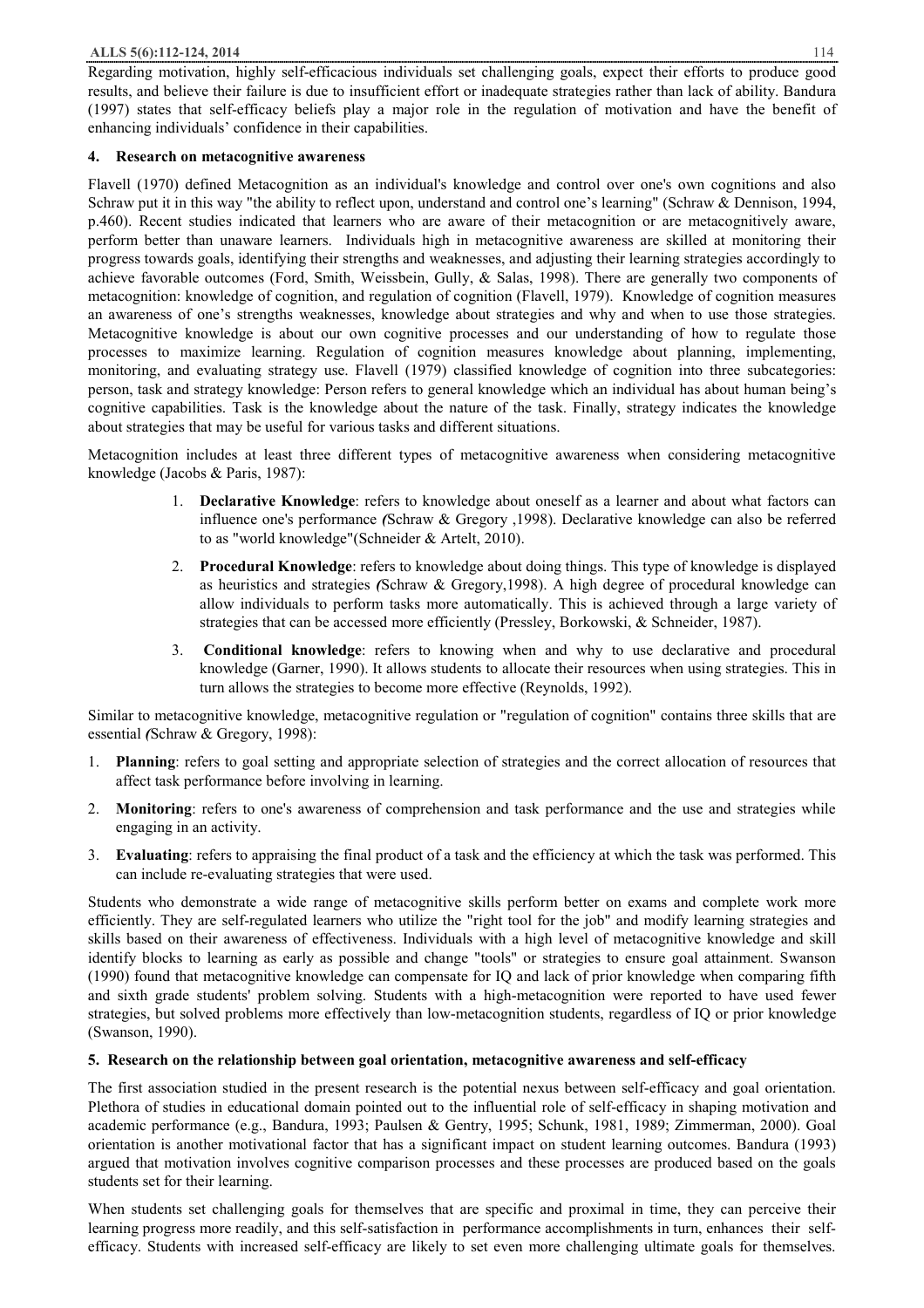Regarding motivation, highly self-efficacious individuals set challenging goals, expect their efforts to produce good results, and believe their failure is due to insufficient effort or inadequate strategies rather than lack of ability. Bandura (1997) states that self-efficacy beliefs play a major role in the regulation of motivation and have the benefit of enhancing individuals' confidence in their capabilities.

## 4. Research on metacognitive awareness

Flavell (1970) defined Metacognition as an individual's knowledge and control over one's own cognitions and also Schraw put it in this way "the ability to reflect upon, understand and control one's learning" (Schraw & Dennison, 1994, p.460). Recent studies indicated that learners who are aware of their metacognition or are metacognitively aware, perform better than unaware learners. Individuals high in metacognitive awareness are skilled at monitoring their progress towards goals, identifying their strengths and weaknesses, and adjusting their learning strategies accordingly to achieve favorable outcomes (Ford, Smith, Weissbein, Gully, & Salas, 1998). There are generally two components of metacognition: knowledge of cognition, and regulation of cognition (Flavell, 1979). Knowledge of cognition measures an awareness of one's strengths weaknesses, knowledge about strategies and why and when to use those strategies. Metacognitive knowledge is about our own cognitive processes and our understanding of how to regulate those processes to maximize learning. Regulation of cognition measures knowledge about planning, implementing, monitoring, and evaluating strategy use. Flavell (1979) classified knowledge of cognition into three subcategories: person, task and strategy knowledge: Person refers to general knowledge which an individual has about human being's cognitive capabilities. Task is the knowledge about the nature of the task. Finally, strategy indicates the knowledge about strategies that may be useful for various tasks and different situations.

Metacognition includes at least three different types of metacognitive awareness when considering metacognitive knowledge (Jacobs & Paris, 1987):

1. **Declarative Knowledge**: refers to knowledge about oneself as a learner and about what factors can influence one's performance (Schraw & Gregory ,1998). Declarative knowledge can also be referred to as "world knowledge"(Schneider & Artelt, 2010).
2. **Procedural Knowledge**: refers to knowledge about doing things. This type of knowledge is displayed as heuristics and strategies (Schraw & Gregory,1998). A high degree of procedural knowledge can allow individuals to perform tasks more automatically. This is achieved through a large variety of strategies that can be accessed more efficiently (Pressley, Borkowski, & Schneider, 1987).
3. **Conditional knowledge**: refers to knowing when and why to use declarative and procedural knowledge (Garner, 1990). It allows students to allocate their resources when using strategies. This in turn allows the strategies to become more effective (Reynolds, 1992).

Similar to metacognitive knowledge, metacognitive regulation or "regulation of cognition" contains three skills that are essential (Schraw & Gregory, 1998):

1. **Planning**: refers to goal setting and appropriate selection of strategies and the correct allocation of resources that affect task performance before involving in learning.
2. **Monitoring**: refers to one's awareness of comprehension and task performance and the use and strategies while engaging in an activity.
3. **Evaluating**: refers to appraising the final product of a task and the efficiency at which the task was performed. This can include re-evaluating strategies that were used.

Students who demonstrate a wide range of metacognitive skills perform better on exams and complete work more efficiently. They are self-regulated learners who utilize the "right tool for the job" and modify learning strategies and skills based on their awareness of effectiveness. Individuals with a high level of metacognitive knowledge and skill identify blocks to learning as early as possible and change "tools" or strategies to ensure goal attainment. Swanson (1990) found that metacognitive knowledge can compensate for IQ and lack of prior knowledge when comparing fifth and sixth grade students' problem solving. Students with a high-metacognition were reported to have used fewer strategies, but solved problems more effectively than low-metacognition students, regardless of IQ or prior knowledge (Swanson, 1990).

## 5. Research on the relationship between goal orientation, metacognitive awareness and self-efficacy

The first association studied in the present research is the potential nexus between self-efficacy and goal orientation. Plethora of studies in educational domain pointed out to the influential role of self-efficacy in shaping motivation and academic performance (e.g., Bandura, 1993; Paulsen & Gentry, 1995; Schunk, 1981, 1989; Zimmerman, 2000). Goal orientation is another motivational factor that has a significant impact on student learning outcomes. Bandura (1993) argued that motivation involves cognitive comparison processes and these processes are produced based on the goals students set for their learning.

When students set challenging goals for themselves that are specific and proximal in time, they can perceive their learning progress more readily, and this self-satisfaction in performance accomplishments in turn, enhances their self-efficacy. Students with increased self-efficacy are likely to set even more challenging ultimate goals for themselves.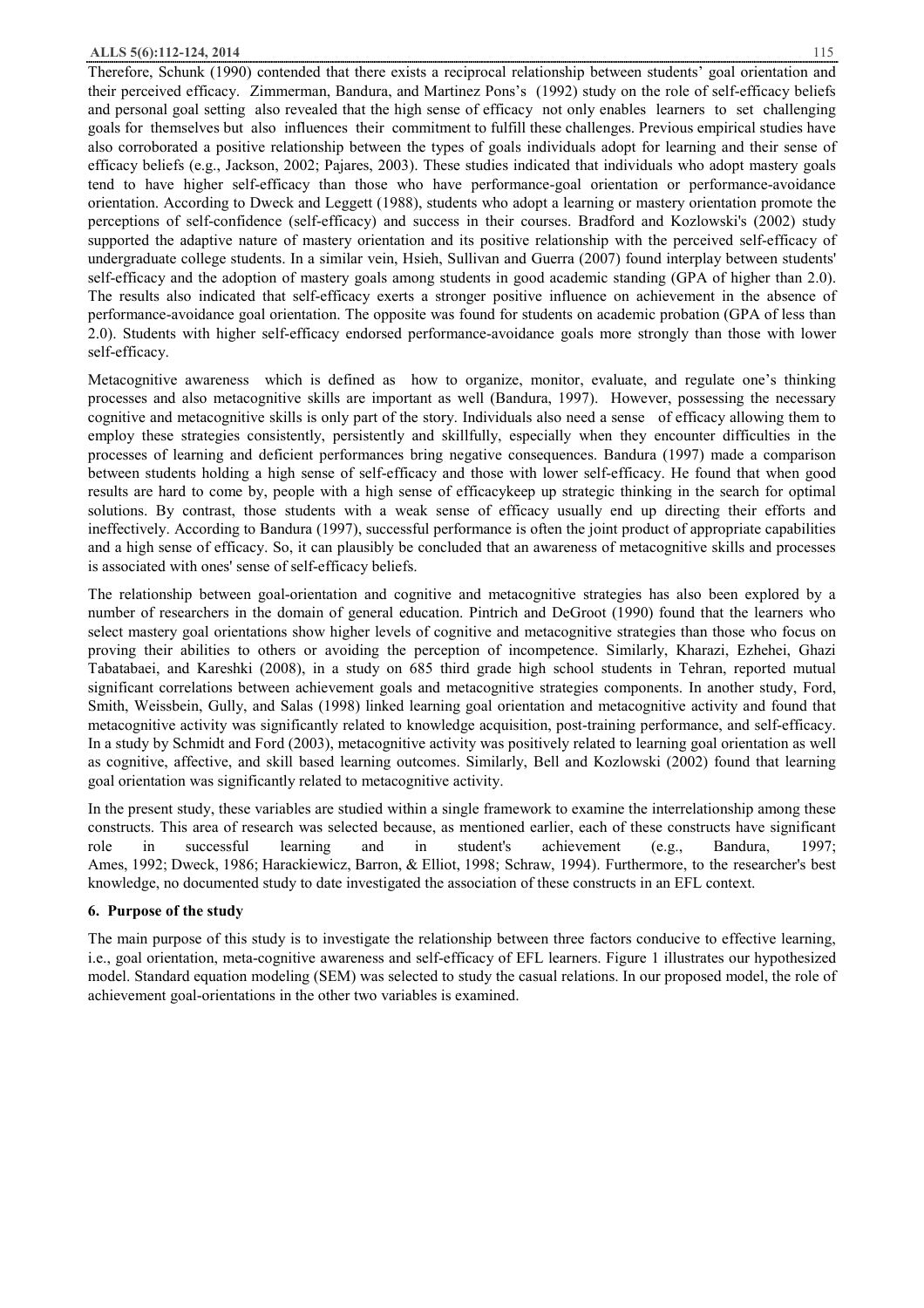Therefore, Schunk (1990) contended that there exists a reciprocal relationship between students' goal orientation and their perceived efficacy. Zimmerman, Bandura, and Martinez Pons's (1992) study on the role of self-efficacy beliefs and personal goal setting also revealed that the high sense of efficacy not only enables learners to set challenging goals for themselves but also influences their commitment to fulfill these challenges. Previous empirical studies have also corroborated a positive relationship between the types of goals individuals adopt for learning and their sense of efficacy beliefs (e.g., Jackson, 2002; Pajares, 2003). These studies indicated that individuals who adopt mastery goals tend to have higher self-efficacy than those who have performance-goal orientation or performance-avoidance orientation. According to Dweck and Leggett (1988), students who adopt a learning or mastery orientation promote the perceptions of self-confidence (self-efficacy) and success in their courses. Bradford and Kozlowski's (2002) study supported the adaptive nature of mastery orientation and its positive relationship with the perceived self-efficacy of undergraduate college students. In a similar vein, Hsieh, Sullivan and Guerra (2007) found interplay between students' self-efficacy and the adoption of mastery goals among students in good academic standing (GPA of higher than 2.0). The results also indicated that self-efficacy exerts a stronger positive influence on achievement in the absence of performance-avoidance goal orientation. The opposite was found for students on academic probation (GPA of less than 2.0). Students with higher self-efficacy endorsed performance-avoidance goals more strongly than those with lower self-efficacy.

Metacognitive awareness which is defined as how to organize, monitor, evaluate, and regulate one's thinking processes and also metacognitive skills are important as well (Bandura, 1997). However, possessing the necessary cognitive and metacognitive skills is only part of the story. Individuals also need a sense of efficacy allowing them to employ these strategies consistently, persistently and skillfully, especially when they encounter difficulties in the processes of learning and deficient performances bring negative consequences. Bandura (1997) made a comparison between students holding a high sense of self-efficacy and those with lower self-efficacy. He found that when good results are hard to come by, people with a high sense of efficacykeep up strategic thinking in the search for optimal solutions. By contrast, those students with a weak sense of efficacy usually end up directing their efforts and ineffectively. According to Bandura (1997), successful performance is often the joint product of appropriate capabilities and a high sense of efficacy. So, it can plausibly be concluded that an awareness of metacognitive skills and processes is associated with ones' sense of self-efficacy beliefs.

The relationship between goal-orientation and cognitive and metacognitive strategies has also been explored by a number of researchers in the domain of general education. Pintrich and DeGroot (1990) found that the learners who select mastery goal orientations show higher levels of cognitive and metacognitive strategies than those who focus on proving their abilities to others or avoiding the perception of incompetence. Similarly, Kharazi, Ezhehei, Ghazi Tabatabaei, and Kareshki (2008), in a study on 685 third grade high school students in Tehran, reported mutual significant correlations between achievement goals and metacognitive strategies components. In another study, Ford, Smith, Weissbein, Gully, and Salas (1998) linked learning goal orientation and metacognitive activity and found that metacognitive activity was significantly related to knowledge acquisition, post-training performance, and self-efficacy. In a study by Schmidt and Ford (2003), metacognitive activity was positively related to learning goal orientation as well as cognitive, affective, and skill based learning outcomes. Similarly, Bell and Kozlowski (2002) found that learning goal orientation was significantly related to metacognitive activity.

In the present study, these variables are studied within a single framework to examine the interrelationship among these constructs. This area of research was selected because, as mentioned earlier, each of these constructs have significant role in successful learning and in student's achievement (e.g., Bandura, 1997; Ames, 1992; Dweck, 1986; Harackiewicz, Barron, & Elliot, 1998; Schraw, 1994). Furthermore, to the researcher's best knowledge, no documented study to date investigated the association of these constructs in an EFL context.

## 6. Purpose of the study

The main purpose of this study is to investigate the relationship between three factors conducive to effective learning, i.e., goal orientation, meta-cognitive awareness and self-efficacy of EFL learners. Figure 1 illustrates our hypothesized model. Standard equation modeling (SEM) was selected to study the casual relations. In our proposed model, the role of achievement goal-orientations in the other two variables is examined.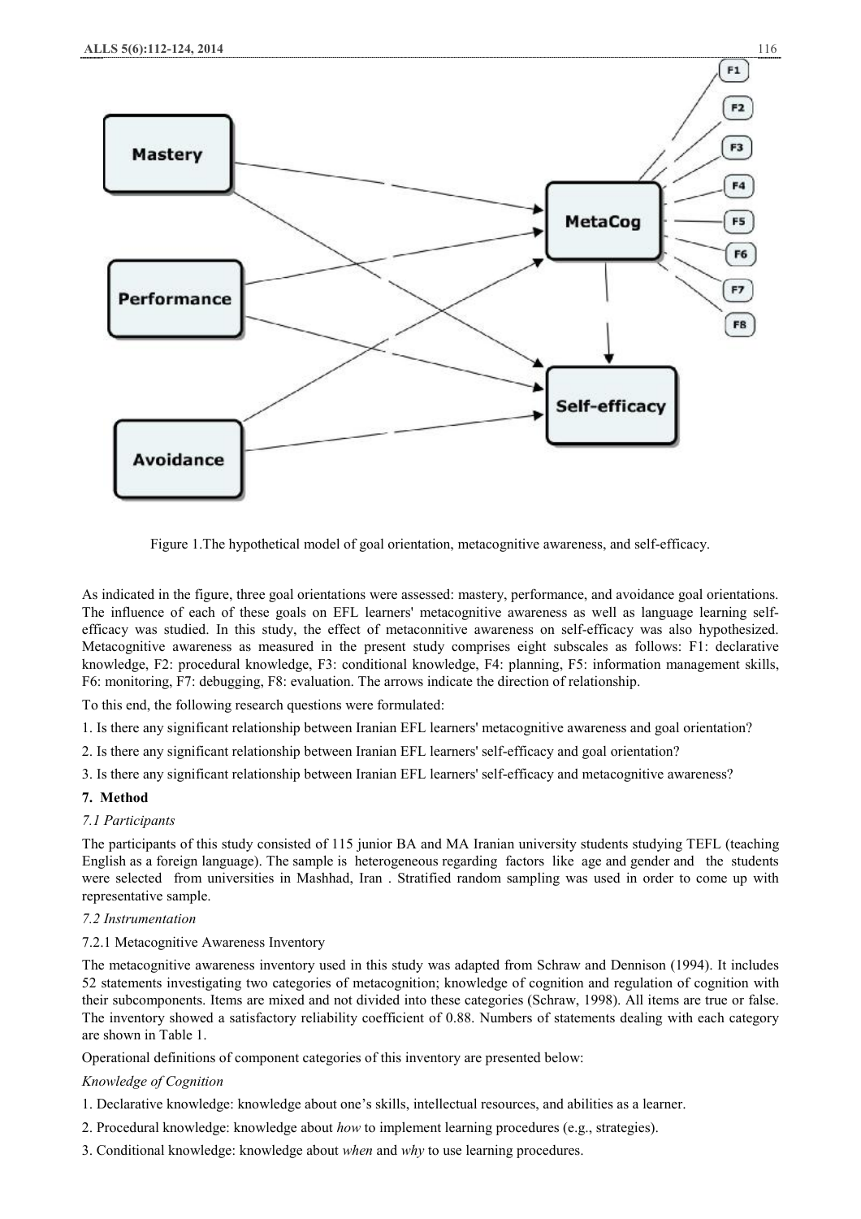Figure 1.The hypothetical model of goal orientation, metacognitive awareness, and self-efficacy.

As indicated in the figure, three goal orientations were assessed: mastery, performance, and avoidance goal orientations. The influence of each of these goals on EFL learners' metacognitive awareness as well as language learning self-efficacy was studied. In this study, the effect of metaconnitive awareness on self-efficacy was also hypothesized. Metacognitive awareness as measured in the present study comprises eight subscales as follows: F1: declarative knowledge, F2: procedural knowledge, F3: conditional knowledge, F4: planning, F5: information management skills, F6: monitoring, F7: debugging, F8: evaluation. The arrows indicate the direction of relationship.

To this end, the following research questions were formulated:

1. Is there any significant relationship between Iranian EFL learners' metacognitive awareness and goal orientation?
2. Is there any significant relationship between Iranian EFL learners' self-efficacy and goal orientation?
3. Is there any significant relationship between Iranian EFL learners' self-efficacy and metacognitive awareness?

## 7. Method

### *7.1 Participants*

The participants of this study consisted of 115 junior BA and MA Iranian university students studying TEFL (teaching English as a foreign language). The sample is heterogeneous regarding factors like age and gender and the students were selected from universities in Mashhad, Iran . Stratified random sampling was used in order to come up with representative sample.

### *7.2 Instrumentation*

#### 7.2.1 Metacognitive Awareness Inventory

The metacognitive awareness inventory used in this study was adapted from Schraw and Dennison (1994). It includes 52 statements investigating two categories of metacognition; knowledge of cognition and regulation of cognition with their subcomponents. Items are mixed and not divided into these categories (Schraw, 1998). All items are true or false. The inventory showed a satisfactory reliability coefficient of 0.88. Numbers of statements dealing with each category are shown in Table 1.

Operational definitions of component categories of this inventory are presented below:

*Knowledge of Cognition*

1. Declarative knowledge: knowledge about one's skills, intellectual resources, and abilities as a learner.
2. Procedural knowledge: knowledge about *how* to implement learning procedures (e.g., strategies).
3. Conditional knowledge: knowledge about *when* and *why* to use learning procedures.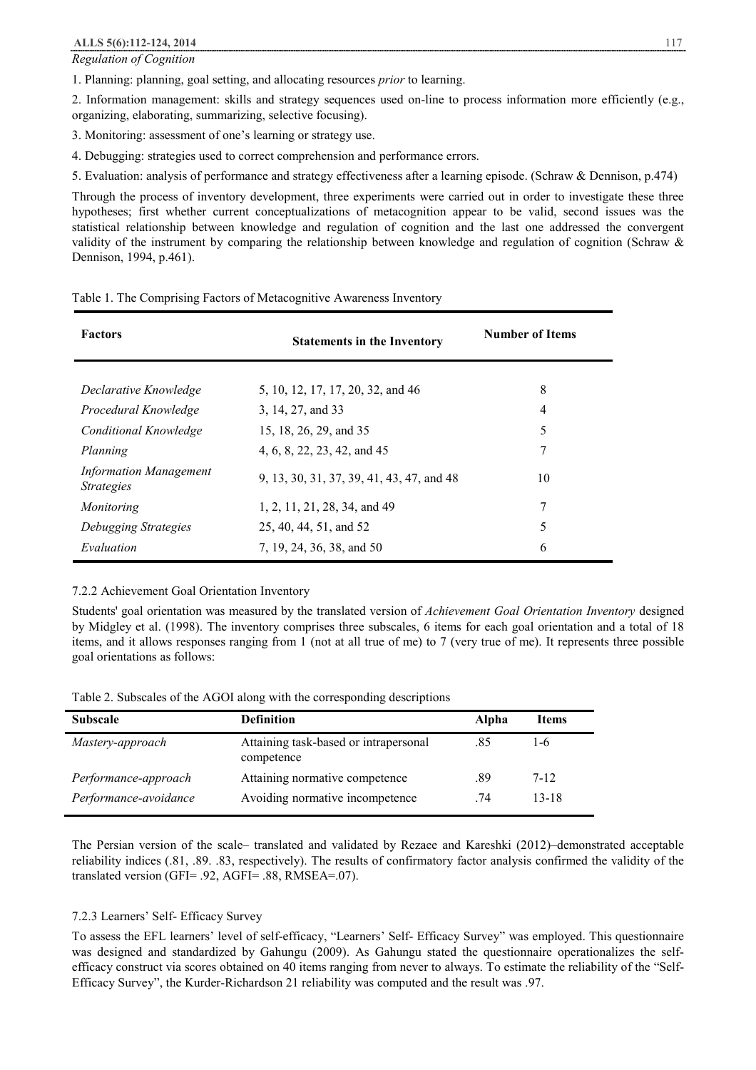*Regulation of Cognition*

1. Planning: planning, goal setting, and allocating resources *prior* to learning.

2. Information management: skills and strategy sequences used on-line to process information more efficiently (e.g., organizing, elaborating, summarizing, selective focusing).

3. Monitoring: assessment of one's learning or strategy use.

4. Debugging: strategies used to correct comprehension and performance errors.

5. Evaluation: analysis of performance and strategy effectiveness after a learning episode. (Schraw & Dennison, p.474)

Through the process of inventory development, three experiments were carried out in order to investigate these three hypotheses; first whether current conceptualizations of metacognition appear to be valid, second issues was the statistical relationship between knowledge and regulation of cognition and the last one addressed the convergent validity of the instrument by comparing the relationship between knowledge and regulation of cognition (Schraw & Dennison, 1994, p.461).

Table 1. The Comprising Factors of Metacognitive Awareness Inventory

| Factors | Statements in the Inventory | Number of Items |
|---|---|---|
| *Declarative Knowledge* | 5, 10, 12, 17, 17, 20, 32, and 46 | 8 |
| *Procedural Knowledge* | 3, 14, 27, and 33 | 4 |
| *Conditional Knowledge* | 15, 18, 26, 29, and 35 | 5 |
| *Planning* | 4, 6, 8, 22, 23, 42, and 45 | 7 |
| *Information Management Strategies* | 9, 13, 30, 31, 37, 39, 41, 43, 47, and 48 | 10 |
| *Monitoring* | 1, 2, 11, 21, 28, 34, and 49 | 7 |
| *Debugging Strategies* | 25, 40, 44, 51, and 52 | 5 |
| *Evaluation* | 7, 19, 24, 36, 38, and 50 | 6 |

7.2.2 Achievement Goal Orientation Inventory

Students' goal orientation was measured by the translated version of *Achievement Goal Orientation Inventory* designed by Midgley et al. (1998). The inventory comprises three subscales, 6 items for each goal orientation and a total of 18 items, and it allows responses ranging from 1 (not at all true of me) to 7 (very true of me). It represents three possible goal orientations as follows:

Table 2. Subscales of the AGOI along with the corresponding descriptions

| Subscale | Definition | Alpha | Items |
|---|---|---|---|
| *Mastery-approach* | Attaining task-based or intrapersonal competence | .85 | 1-6 |
| *Performance-approach* | Attaining normative competence | .89 | 7-12 |
| *Performance-avoidance* | Avoiding normative incompetence | .74 | 13-18 |

The Persian version of the scale– translated and validated by Rezaee and Kareshki (2012)–demonstrated acceptable reliability indices (.81, .89. .83, respectively). The results of confirmatory factor analysis confirmed the validity of the translated version (GFI= .92, AGFI= .88, RMSEA=.07).

7.2.3 Learners' Self- Efficacy Survey

To assess the EFL learners' level of self-efficacy, "Learners' Self- Efficacy Survey" was employed. This questionnaire was designed and standardized by Gahungu (2009). As Gahungu stated the questionnaire operationalizes the self-efficacy construct via scores obtained on 40 items ranging from never to always. To estimate the reliability of the "Self-Efficacy Survey", the Kurder-Richardson 21 reliability was computed and the result was .97.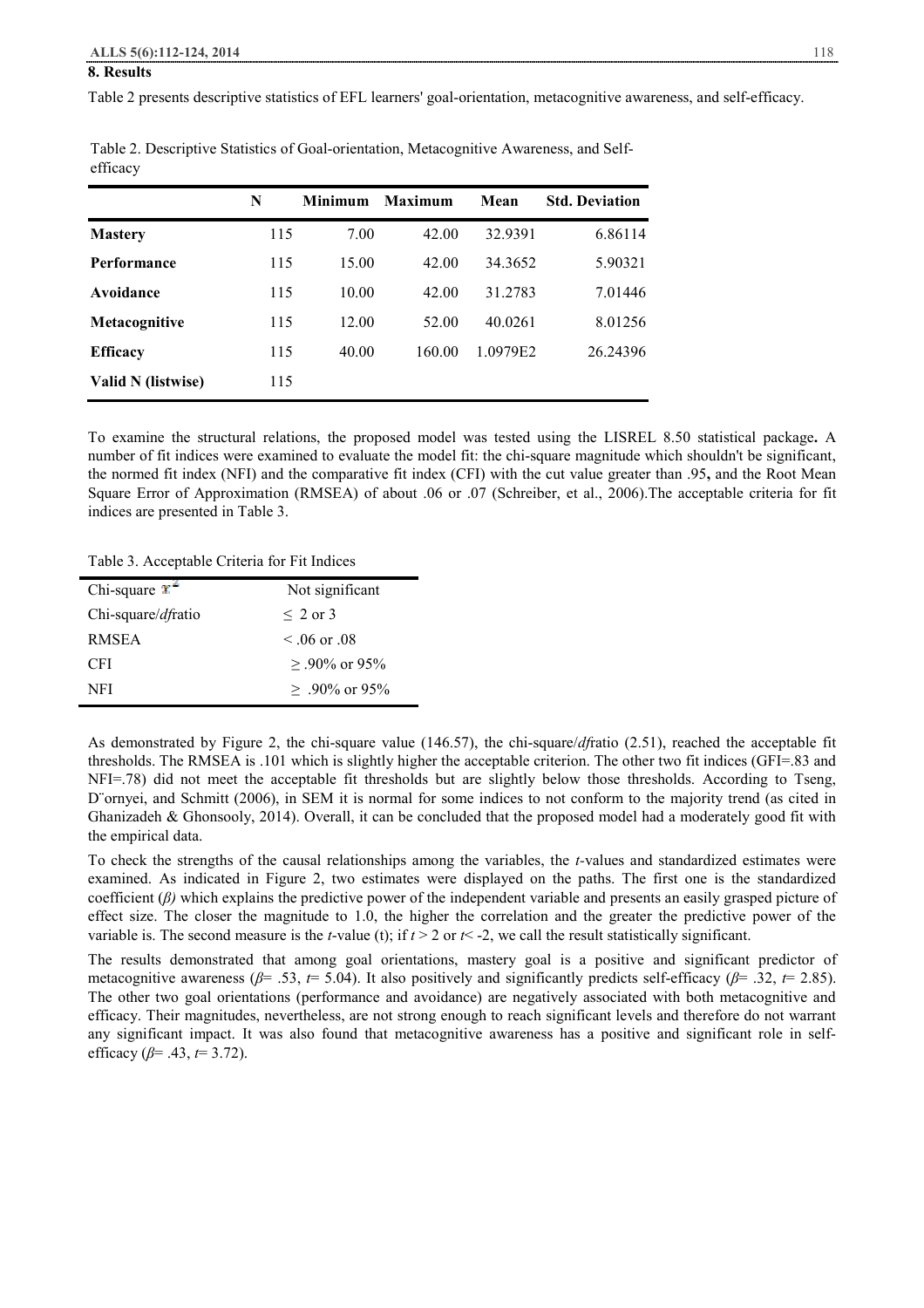## 8. Results

Table 2 presents descriptive statistics of EFL learners' goal-orientation, metacognitive awareness, and self-efficacy.

Table 2. Descriptive Statistics of Goal-orientation, Metacognitive Awareness, and Self-efficacy

| | N | Minimum | Maximum | Mean | Std. Deviation |
|---|---|---|---|---|---|
| **Mastery** | 115 | 7.00 | 42.00 | 32.9391 | 6.86114 |
| **Performance** | 115 | 15.00 | 42.00 | 34.3652 | 5.90321 |
| **Avoidance** | 115 | 10.00 | 42.00 | 31.2783 | 7.01446 |
| **Metacognitive** | 115 | 12.00 | 52.00 | 40.0261 | 8.01256 |
| **Efficacy** | 115 | 40.00 | 160.00 | 1.0979E2 | 26.24396 |
| **Valid N (listwise)** | 115 | | | | |

To examine the structural relations, the proposed model was tested using the LISREL 8.50 statistical package**.** A number of fit indices were examined to evaluate the model fit: the chi-square magnitude which shouldn't be significant, the normed fit index (NFI) and the comparative fit index (CFI) with the cut value greater than .95**,** and the Root Mean Square Error of Approximation (RMSEA) of about .06 or .07 (Schreiber, et al., 2006).The acceptable criteria for fit indices are presented in Table 3.

Table 3. Acceptable Criteria for Fit Indices

| | |
|---|---|
| Chi-square $\chi^2$ | Not significant |
| Chi-square/*df*ratio | $\leq$ 2 or 3 |
| RMSEA | $<$ .06 or .08 |
| CFI | $\geq$ .90% or 95% |
| NFI | $\geq$ .90% or 95% |

As demonstrated by Figure 2, the chi-square value (146.57), the chi-square/*df*ratio (2.51), reached the acceptable fit thresholds. The RMSEA is .101 which is slightly higher the acceptable criterion. The other two fit indices (GFI=.83 and NFI=.78) did not meet the acceptable fit thresholds but are slightly below those thresholds. According to Tseng, D¨ornyei, and Schmitt (2006), in SEM it is normal for some indices to not conform to the majority trend (as cited in Ghanizadeh & Ghonsooly, 2014). Overall, it can be concluded that the proposed model had a moderately good fit with the empirical data.

To check the strengths of the causal relationships among the variables, the *t*-values and standardized estimates were examined. As indicated in Figure 2, two estimates were displayed on the paths. The first one is the standardized coefficient (*β)* which explains the predictive power of the independent variable and presents an easily grasped picture of effect size. The closer the magnitude to 1.0, the higher the correlation and the greater the predictive power of the variable is. The second measure is the *t*-value (t); if $t > 2$ or $t < -2$, we call the result statistically significant.

The results demonstrated that among goal orientations, mastery goal is a positive and significant predictor of metacognitive awareness ($\beta$= .53, $t$= 5.04). It also positively and significantly predicts self-efficacy ($\beta$= .32, $t$= 2.85). The other two goal orientations (performance and avoidance) are negatively associated with both metacognitive and efficacy. Their magnitudes, nevertheless, are not strong enough to reach significant levels and therefore do not warrant any significant impact. It was also found that metacognitive awareness has a positive and significant role in self-efficacy ($\beta$= .43, $t$= 3.72).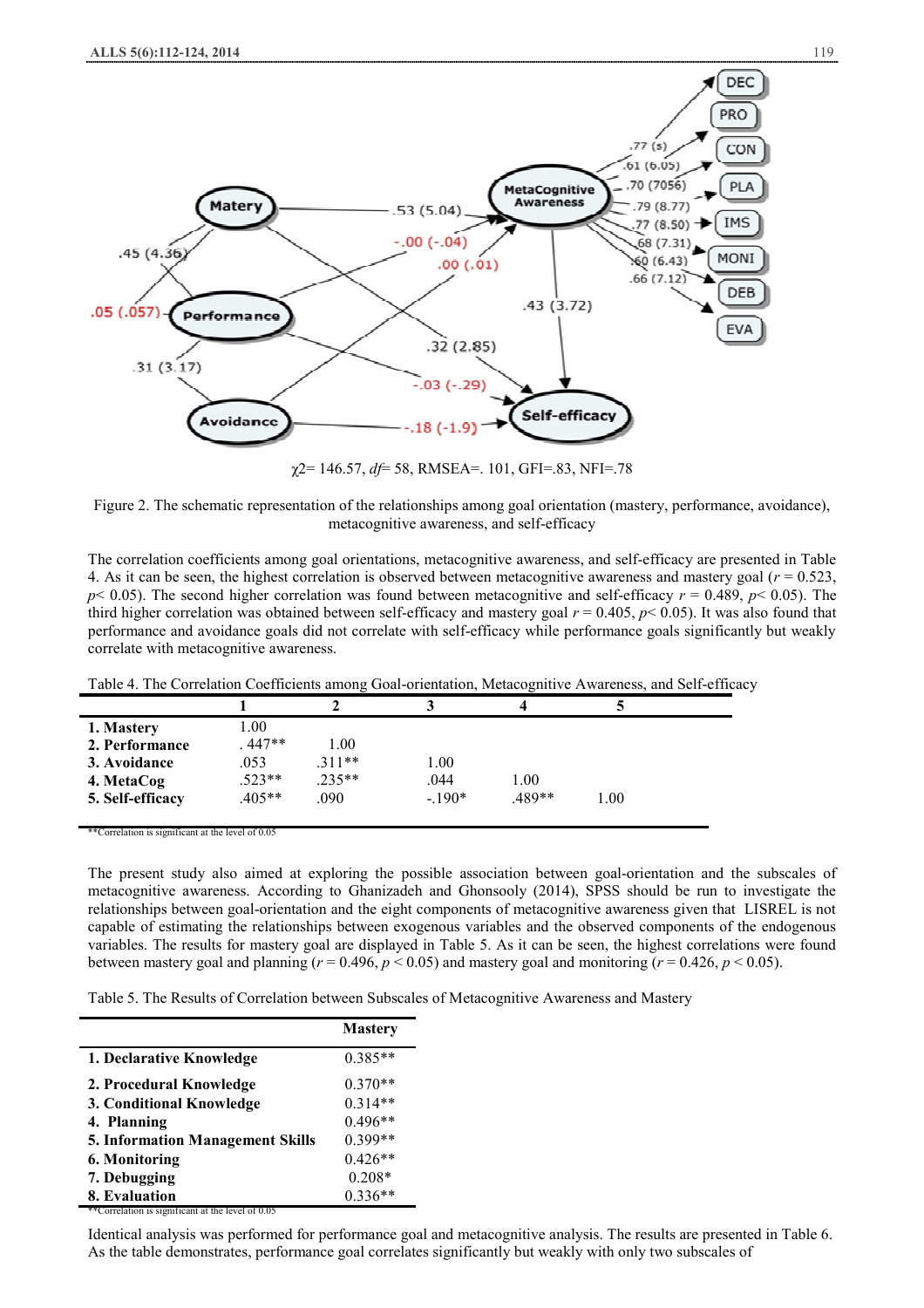$\chi 2$= 146.57, *df*= 58, RMSEA=. 101, GFI=.83, NFI=.78

Figure 2. The schematic representation of the relationships among goal orientation (mastery, performance, avoidance), metacognitive awareness, and self-efficacy

The correlation coefficients among goal orientations, metacognitive awareness, and self-efficacy are presented in Table 4. As it can be seen, the highest correlation is observed between metacognitive awareness and mastery goal ($r$ = 0.523, $p$< 0.05). The second higher correlation was found between metacognitive and self-efficacy $r$ = 0.489, $p$< 0.05). The third higher correlation was obtained between self-efficacy and mastery goal $r$ = 0.405, $p$< 0.05). It was also found that performance and avoidance goals did not correlate with self-efficacy while performance goals significantly but weakly correlate with metacognitive awareness.

Table 4. The Correlation Coefficients among Goal-orientation, Metacognitive Awareness, and Self-efficacy

| | 1 | 2 | 3 | 4 | 5 |
|---|---|---|---|---|---|
| **1. Mastery** | 1.00 | | | | |
| **2. Performance** | . 447** | 1.00 | | | |
| **3. Avoidance** | .053 | .311** | 1.00 | | |
| **4. MetaCog** | .523** | .235** | .044 | 1.00 | |
| **5. Self-efficacy** | .405** | .090 | -.190* | .489** | 1.00 |

**Correlation is significant at the level of 0.05

The present study also aimed at exploring the possible association between goal-orientation and the subscales of metacognitive awareness. According to Ghanizadeh and Ghonsooly (2014), SPSS should be run to investigate the relationships between goal-orientation and the eight components of metacognitive awareness given that LISREL is not capable of estimating the relationships between exogenous variables and the observed components of the endogenous variables. The results for mastery goal are displayed in Table 5. As it can be seen, the highest correlations were found between mastery goal and planning ($r$ = 0.496, $p$ < 0.05) and mastery goal and monitoring ($r$ = 0.426, $p$ < 0.05).

Table 5. The Results of Correlation between Subscales of Metacognitive Awareness and Mastery

| | **Mastery** |
|---|---|
| **1. Declarative Knowledge** | 0.385** |
| **2. Procedural Knowledge** | 0.370** |
| **3. Conditional Knowledge** | 0.314** |
| **4. Planning** | 0.496** |
| **5. Information Management Skills** | 0.399** |
| **6. Monitoring** | 0.426** |
| **7. Debugging** | 0.208* |
| **8. Evaluation** | 0.336** |

**Correlation is significant at the level of 0.05

Identical analysis was performed for performance goal and metacognitive analysis. The results are presented in Table 6. As the table demonstrates, performance goal correlates significantly but weakly with only two subscales of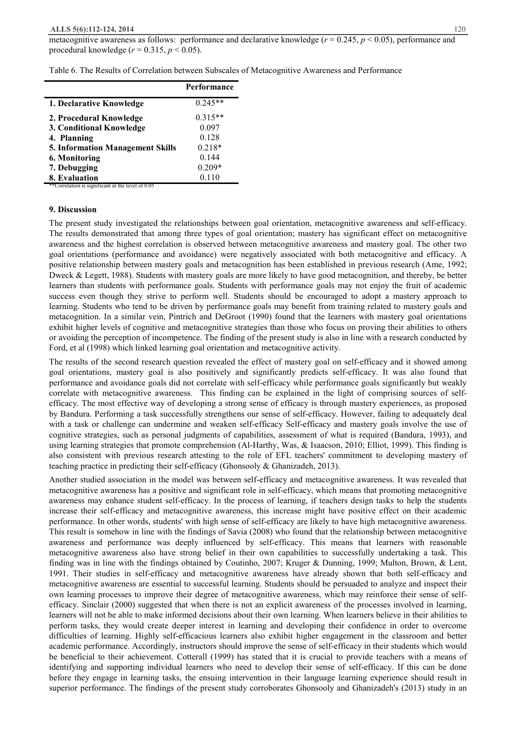metacognitive awareness as follows: performance and declarative knowledge ($r = 0.245$, $p < 0.05$), performance and procedural knowledge ($r = 0.315$, $p < 0.05$).

Table 6. The Results of Correlation between Subscales of Metacognitive Awareness and Performance

| | **Performance** |
|---|---|
| **1. Declarative Knowledge** | 0.245** |
| **2. Procedural Knowledge** | 0.315** |
| **3. Conditional Knowledge** | 0.097 |
| **4. Planning** | 0.128 |
| **5. Information Management Skills** | 0.218* |
| **6. Monitoring** | 0.144 |
| **7. Debugging** | 0.209* |
| **8. Evaluation** | 0.110 |

**Correlation is significant at the level of 0.05

### 9. Discussion

The present study investigated the relationships between goal orientation, metacognitive awareness and self-efficacy. The results demonstrated that among three types of goal orientation; mastery has significant effect on metacognitive awareness and the highest correlation is observed between metacognitive awareness and mastery goal. The other two goal orientations (performance and avoidance) were negatively associated with both metacognitive and efficacy. A positive relationship between mastery goals and metacognition has been established in previous research (Ame, 1992; Dweck & Legett, 1988). Students with mastery goals are more likely to have good metacognition, and thereby, be better learners than students with performance goals. Students with performance goals may not enjoy the fruit of academic success even though they strive to perform well. Students should be encouraged to adopt a mastery approach to learning. Students who tend to be driven by performance goals may benefit from training related to mastery goals and metacognition. In a similar vein, Pintrich and DeGroot (1990) found that the learners with mastery goal orientations exhibit higher levels of cognitive and metacognitive strategies than those who focus on proving their abilities to others or avoiding the perception of incompetence. The finding of the present study is also in line with a research conducted by Ford, et al (1998) which linked learning goal orientation and metacognitive activity.

The results of the second research question revealed the effect of mastery goal on self-efficacy and it showed among goal orientations, mastery goal is also positively and significantly predicts self-efficacy. It was also found that performance and avoidance goals did not correlate with self-efficacy while performance goals significantly but weakly correlate with metacognitive awareness. This finding can be explained in the light of comprising sources of self-efficacy. The most effective way of developing a strong sense of efficacy is through mastery experiences, as proposed by Bandura. Performing a task successfully strengthens our sense of self-efficacy. However, failing to adequately deal with a task or challenge can undermine and weaken self-efficacy Self-efficacy and mastery goals involve the use of cognitive strategies, such as personal judgments of capabilities, assessment of what is required (Bandura, 1993), and using learning strategies that promote comprehension (Al-Harthy, Was, & Isaacson, 2010; Elliot, 1999). This finding is also consistent with previous research attesting to the role of EFL teachers' commitment to developing mastery of teaching practice in predicting their self-efficacy (Ghonsooly & Ghanizadeh, 2013).

Another studied association in the model was between self-efficacy and metacognitive awareness. It was revealed that metacognitive awareness has a positive and significant role in self-efficacy, which means that promoting metacognitive awareness may enhance student self-efficacy. In the process of learning, if teachers design tasks to help the students increase their self-efficacy and metacognitive awareness, this increase might have positive effect on their academic performance. In other words, students' with high sense of self-efficacy are likely to have high metacognitive awareness. This result is somehow in line with the findings of Savia (2008) who found that the relationship between metacognitive awareness and performance was deeply influenced by self-efficacy. This means that learners with reasonable metacognitive awareness also have strong belief in their own capabilities to successfully undertaking a task. This finding was in line with the findings obtained by Coutinho, 2007; Kruger & Dunning, 1999; Multon, Brown, & Lent, 1991. Their studies in self-efficacy and metacognitive awareness have already shown that both self-efficacy and metacognitive awareness are essential to successful learning. Students should be persuaded to analyze and inspect their own learning processes to improve their degree of metacognitive awareness, which may reinforce their sense of self-efficacy. Sinclair (2000) suggested that when there is not an explicit awareness of the processes involved in learning, learners will not be able to make informed decisions about their own learning. When learners believe in their abilities to perform tasks, they would create deeper interest in learning and developing their confidence in order to overcome difficulties of learning. Highly self-efficacious learners also exhibit higher engagement in the classroom and better academic performance. Accordingly, instructors should improve the sense of self-efficacy in their students which would be beneficial to their achievement. Cotterall (1999) has stated that it is crucial to provide teachers with a means of identifying and supporting individual learners who need to develop their sense of self-efficacy. If this can be done before they engage in learning tasks, the ensuing intervention in their language learning experience should result in superior performance. The findings of the present study corroborates Ghonsooly and Ghanizadeh's (2013) study in an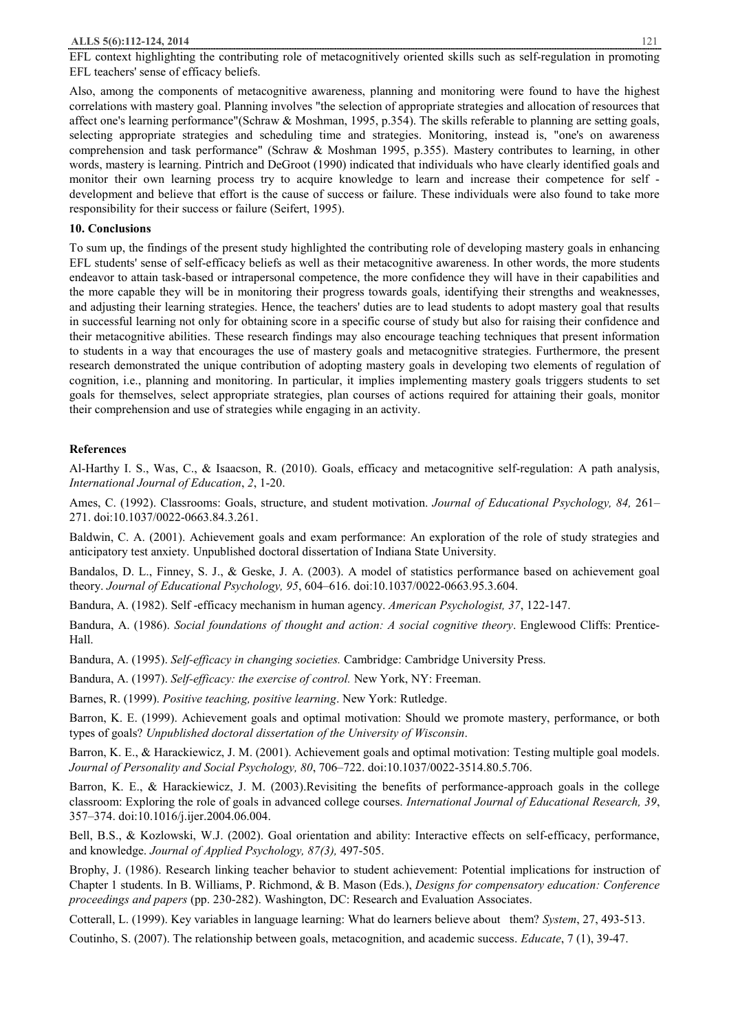EFL context highlighting the contributing role of metacognitively oriented skills such as self-regulation in promoting EFL teachers' sense of efficacy beliefs.

Also, among the components of metacognitive awareness, planning and monitoring were found to have the highest correlations with mastery goal. Planning involves "the selection of appropriate strategies and allocation of resources that affect one's learning performance"(Schraw & Moshman, 1995, p.354). The skills referable to planning are setting goals, selecting appropriate strategies and scheduling time and strategies. Monitoring, instead is, "one's on awareness comprehension and task performance" (Schraw & Moshman 1995, p.355). Mastery contributes to learning, in other words, mastery is learning. Pintrich and DeGroot (1990) indicated that individuals who have clearly identified goals and monitor their own learning process try to acquire knowledge to learn and increase their competence for self - development and believe that effort is the cause of success or failure. These individuals were also found to take more responsibility for their success or failure (Seifert, 1995).

## 10. Conclusions

To sum up, the findings of the present study highlighted the contributing role of developing mastery goals in enhancing EFL students' sense of self-efficacy beliefs as well as their metacognitive awareness. In other words, the more students endeavor to attain task-based or intrapersonal competence, the more confidence they will have in their capabilities and the more capable they will be in monitoring their progress towards goals, identifying their strengths and weaknesses, and adjusting their learning strategies. Hence, the teachers' duties are to lead students to adopt mastery goal that results in successful learning not only for obtaining score in a specific course of study but also for raising their confidence and their metacognitive abilities. These research findings may also encourage teaching techniques that present information to students in a way that encourages the use of mastery goals and metacognitive strategies. Furthermore, the present research demonstrated the unique contribution of adopting mastery goals in developing two elements of regulation of cognition, i.e., planning and monitoring. In particular, it implies implementing mastery goals triggers students to set goals for themselves, select appropriate strategies, plan courses of actions required for attaining their goals, monitor their comprehension and use of strategies while engaging in an activity.

## References

Al-Harthy I. S., Was, C., & Isaacson, R. (2010). Goals, efficacy and metacognitive self-regulation: A path analysis, *International Journal of Education*, *2*, 1-20.

Ames, C. (1992). Classrooms: Goals, structure, and student motivation. *Journal of Educational Psychology, 84,* 261–271. doi:10.1037/0022-0663.84.3.261.

Baldwin, C. A. (2001). Achievement goals and exam performance: An exploration of the role of study strategies and anticipatory test anxiety. Unpublished doctoral dissertation of Indiana State University.

Bandalos, D. L., Finney, S. J., & Geske, J. A. (2003). A model of statistics performance based on achievement goal theory. *Journal of Educational Psychology, 95*, 604–616. doi:10.1037/0022-0663.95.3.604.

Bandura, A. (1982). Self -efficacy mechanism in human agency. *American Psychologist, 37*, 122-147.

Bandura, A. (1986). *Social foundations of thought and action: A social cognitive theory*. Englewood Cliffs: Prentice-Hall.

Bandura, A. (1995). *Self-efficacy in changing societies.* Cambridge: Cambridge University Press.

Bandura, A. (1997). *Self-efficacy: the exercise of control.* New York, NY: Freeman.

Barnes, R. (1999). *Positive teaching, positive learning*. New York: Rutledge.

Barron, K. E. (1999). Achievement goals and optimal motivation: Should we promote mastery, performance, or both types of goals? *Unpublished doctoral dissertation of the University of Wisconsin*.

Barron, K. E., & Harackiewicz, J. M. (2001). Achievement goals and optimal motivation: Testing multiple goal models. *Journal of Personality and Social Psychology, 80*, 706–722. doi:10.1037/0022-3514.80.5.706.

Barron, K. E., & Harackiewicz, J. M. (2003).Revisiting the benefits of performance-approach goals in the college classroom: Exploring the role of goals in advanced college courses. *International Journal of Educational Research, 39*, 357–374. doi:10.1016/j.ijer.2004.06.004.

Bell, B.S., & Kozlowski, W.J. (2002). Goal orientation and ability: Interactive effects on self-efficacy, performance, and knowledge. *Journal of Applied Psychology, 87(3),* 497-505.

Brophy, J. (1986). Research linking teacher behavior to student achievement: Potential implications for instruction of Chapter 1 students. In B. Williams, P. Richmond, & B. Mason (Eds.), *Designs for compensatory education: Conference proceedings and papers* (pp. 230-282). Washington, DC: Research and Evaluation Associates.

Cotterall, L. (1999). Key variables in language learning: What do learners believe about them? *System*, 27, 493-513.

Coutinho, S. (2007). The relationship between goals, metacognition, and academic success. *Educate*, 7 (1), 39-47.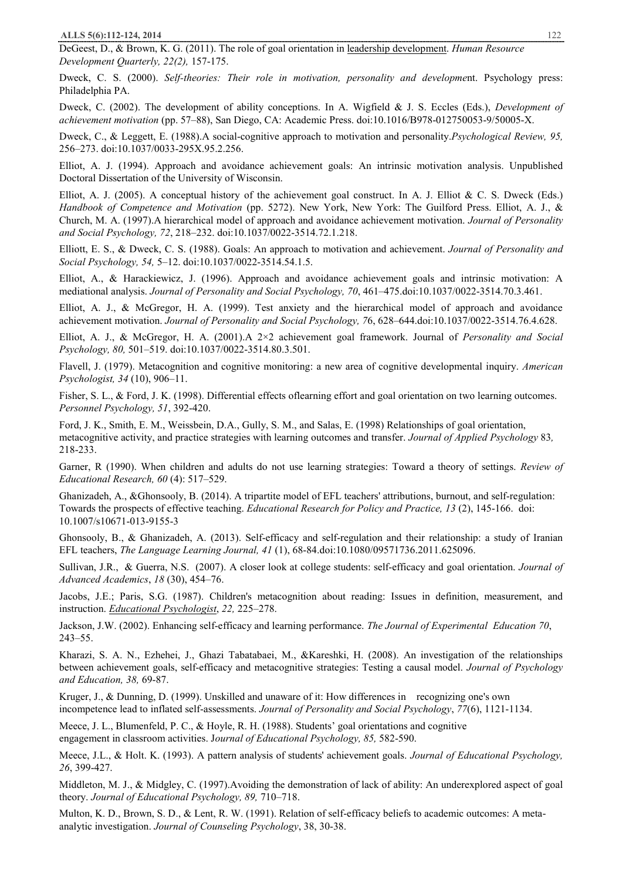DeGeest, D., & Brown, K. G. (2011). The role of goal orientation in leadership development. *Human Resource Development Quarterly, 22(2),* 157-175.

Dweck, C. S. (2000). *Self-theories: Their role in motivation, personality and developmen*t. Psychology press: Philadelphia PA.

Dweck, C. (2002). The development of ability conceptions. In A. Wigfield & J. S. Eccles (Eds.), *Development of achievement motivation* (pp. 57–88), San Diego, CA: Academic Press. doi:10.1016/B978-012750053-9/50005-X.

Dweck, C., & Leggett, E. (1988).A social-cognitive approach to motivation and personality.*Psychological Review, 95,* 256–273. doi:10.1037/0033-295X.95.2.256.

Elliot, A. J. (1994). Approach and avoidance achievement goals: An intrinsic motivation analysis. Unpublished Doctoral Dissertation of the University of Wisconsin.

Elliot, A. J. (2005). A conceptual history of the achievement goal construct. In A. J. Elliot & C. S. Dweck (Eds.) *Handbook of Competence and Motivation* (pp. 5272). New York, New York: The Guilford Press. Elliot, A. J., & Church, M. A. (1997).A hierarchical model of approach and avoidance achievement motivation. *Journal of Personality and Social Psychology, 72*, 218–232. doi:10.1037/0022-3514.72.1.218.

Elliott, E. S., & Dweck, C. S. (1988). Goals: An approach to motivation and achievement. *Journal of Personality and Social Psychology, 54,* 5–12. doi:10.1037/0022-3514.54.1.5.

Elliot, A., & Harackiewicz, J. (1996). Approach and avoidance achievement goals and intrinsic motivation: A mediational analysis. *Journal of Personality and Social Psychology, 70*, 461–475.doi:10.1037/0022-3514.70.3.461.

Elliot, A. J., & McGregor, H. A. (1999). Test anxiety and the hierarchical model of approach and avoidance achievement motivation. *Journal of Personality and Social Psychology, 7*6, 628–644.doi:10.1037/0022-3514.76.4.628.

Elliot, A. J., & McGregor, H. A. (2001).A 2×2 achievement goal framework. Journal of *Personality and Social Psychology, 80,* 501–519. doi:10.1037/0022-3514.80.3.501.

Flavell, J. (1979). Metacognition and cognitive monitoring: a new area of cognitive developmental inquiry. *American Psychologist, 34* (10), 906–11.

Fisher, S. L., & Ford, J. K. (1998). Differential effects oflearning effort and goal orientation on two learning outcomes. *Personnel Psychology, 51*, 392-420.

Ford, J. K., Smith, E. M., Weissbein, D.A., Gully, S. M., and Salas, E. (1998) Relationships of goal orientation, metacognitive activity, and practice strategies with learning outcomes and transfer. *Journal of Applied Psychology* 83*,* 218-233.

Garner, R (1990). When children and adults do not use learning strategies: Toward a theory of settings. *Review of Educational Research, 60* (4): 517–529.

Ghanizadeh, A., &Ghonsooly, B. (2014). A tripartite model of EFL teachers' attributions, burnout, and self-regulation: Towards the prospects of effective teaching. *Educational Research for Policy and Practice, 13* (2), 145-166. doi: 10.1007/s10671-013-9155-3

Ghonsooly, B., & Ghanizadeh, A. (2013). Self-efficacy and self-regulation and their relationship: a study of Iranian EFL teachers, *The Language Learning Journal, 41* (1), 68-84.doi:10.1080/09571736.2011.625096.

Sullivan, J.R., & Guerra, N.S. (2007). A closer look at college students: self-efficacy and goal orientation. *Journal of Advanced Academics*, *18* (30), 454–76.

Jacobs, J.E.; Paris, S.G. (1987). Children's metacognition about reading: Issues in definition, measurement, and instruction. *Educational Psychologist*, *22,* 225–278.

Jackson, J.W. (2002). Enhancing self-efficacy and learning performance. *The Journal of Experimental Education 70*, 243–55.

Kharazi, S. A. N., Ezhehei, J., Ghazi Tabatabaei, M., &Kareshki, H. (2008). An investigation of the relationships between achievement goals, self-efficacy and metacognitive strategies: Testing a causal model. *Journal of Psychology and Education, 38,* 69-87.

Kruger, J., & Dunning, D. (1999). Unskilled and unaware of it: How differences in recognizing one's own incompetence lead to inflated self-assessments. *Journal of Personality and Social Psychology*, *77*(6), 1121-1134.

Meece, J. L., Blumenfeld, P. C., & Hoyle, R. H. (1988). Students' goal orientations and cognitive engagement in classroom activities. J*ournal of Educational Psychology, 85,* 582-590.

Meece, J.L., & Holt. K. (1993). A pattern analysis of students' achievement goals. *Journal of Educational Psychology, 26*, 399-427.

Middleton, M. J., & Midgley, C. (1997).Avoiding the demonstration of lack of ability: An underexplored aspect of goal theory. *Journal of Educational Psychology, 89,* 710–718.

Multon, K. D., Brown, S. D., & Lent, R. W. (1991). Relation of self-efficacy beliefs to academic outcomes: A meta-analytic investigation. *Journal of Counseling Psychology*, 38, 30-38.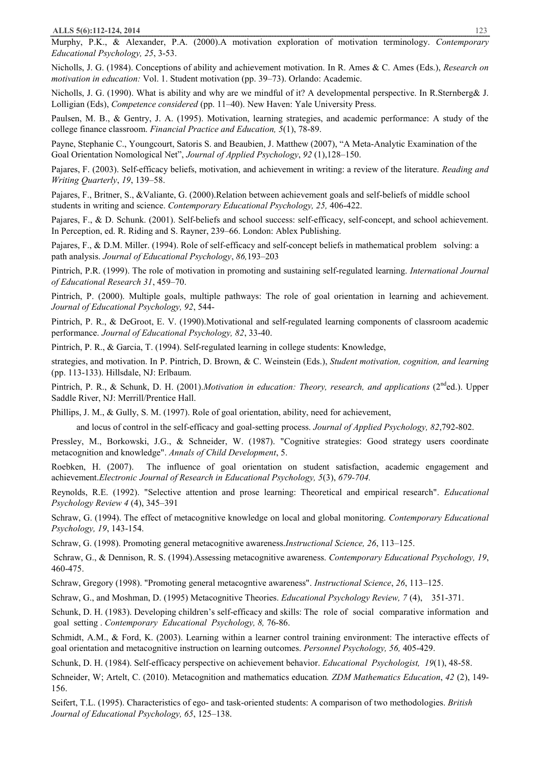Murphy, P.K., & Alexander, P.A. (2000).A motivation exploration of motivation terminology. *Contemporary Educational Psychology, 25*, 3-53.

Nicholls, J. G. (1984). Conceptions of ability and achievement motivation. In R. Ames & C. Ames (Eds.), *Research on motivation in education:* Vol. 1. Student motivation (pp. 39–73). Orlando: Academic.

Nicholls, J. G. (1990). What is ability and why are we mindful of it? A developmental perspective. In R.Sternberg& J. Lolligian (Eds), *Competence considered* (pp. 11–40). New Haven: Yale University Press.

Paulsen, M. B., & Gentry, J. A. (1995). Motivation, learning strategies, and academic performance: A study of the college finance classroom. *Financial Practice and Education, 5*(1), 78-89.

Payne, Stephanie C., Youngcourt, Satoris S. and Beaubien, J. Matthew (2007), "A Meta-Analytic Examination of the Goal Orientation Nomological Net", *Journal of Applied Psychology*, *92* (1),128–150.

Pajares, F. (2003). Self-efficacy beliefs, motivation, and achievement in writing: a review of the literature. *Reading and Writing Quarterly*, *19*, 139–58.

Pajares, F., Britner, S., &Valiante, G. (2000).Relation between achievement goals and self-beliefs of middle school students in writing and science. *Contemporary Educational Psychology, 25,* 406-422.

Pajares, F., & D. Schunk. (2001). Self-beliefs and school success: self-efficacy, self-concept, and school achievement. In Perception, ed. R. Riding and S. Rayner, 239–66. London: Ablex Publishing.

Pajares, F., & D.M. Miller. (1994). Role of self-efficacy and self-concept beliefs in mathematical problem solving: a path analysis. *Journal of Educational Psychology*, *86,*193–203

Pintrich, P.R. (1999). The role of motivation in promoting and sustaining self-regulated learning. *International Journal of Educational Research 31*, 459–70.

Pintrich, P. (2000). Multiple goals, multiple pathways: The role of goal orientation in learning and achievement. *Journal of Educational Psychology, 92*, 544-

Pintrich, P. R., & DeGroot, E. V. (1990).Motivational and self-regulated learning components of classroom academic performance. *Journal of Educational Psychology, 82*, 33-40.

Pintrich, P. R., & Garcia, T. (1994). Self-regulated learning in college students: Knowledge,

strategies, and motivation. In P. Pintrich, D. Brown, & C. Weinstein (Eds.), *Student motivation, cognition, and learning* (pp. 113-133). Hillsdale, NJ: Erlbaum.

Pintrich, P. R., & Schunk, D. H. (2001).*Motivation in education: Theory, research, and applications* (2nd ed.). Upper Saddle River, NJ: Merrill/Prentice Hall.

Phillips, J. M., & Gully, S. M. (1997). Role of goal orientation, ability, need for achievement,

and locus of control in the self-efficacy and goal-setting process. *Journal of Applied Psychology, 82*,792-802.

Pressley, M., Borkowski, J.G., & Schneider, W. (1987). "Cognitive strategies: Good strategy users coordinate metacognition and knowledge". *Annals of Child Development*, 5.

Roebken, H. (2007). The influence of goal orientation on student satisfaction, academic engagement and achievement.*Electronic Journal of Research in Educational Psychology, 5*(3), *679-704.*

Reynolds, R.E. (1992). "Selective attention and prose learning: Theoretical and empirical research". *Educational Psychology Review 4* (4), 345–391

Schraw, G. (1994). The effect of metacognitive knowledge on local and global monitoring. *Contemporary Educational Psychology, 19*, 143-154.

Schraw, G. (1998). Promoting general metacognitive awareness.*Instructional Science, 26*, 113–125.

Schraw, G., & Dennison, R. S. (1994).Assessing metacognitive awareness. *Contemporary Educational Psychology, 19*, 460-475.

Schraw, Gregory (1998). "Promoting general metacogntive awareness". *Instructional Science*, *26*, 113–125.

Schraw, G., and Moshman, D. (1995) Metacognitive Theories. *Educational Psychology Review, 7* (4), 351-371.

Schunk, D. H. (1983). Developing children's self-efficacy and skills: The role of social comparative information and goal setting . *Contemporary Educational Psychology, 8,* 76-86.

Schmidt, A.M., & Ford, K. (2003). Learning within a learner control training environment: The interactive effects of goal orientation and metacognitive instruction on learning outcomes. *Personnel Psychology, 56,* 405-429.

Schunk, D. H. (1984). Self-efficacy perspective on achievement behavior. *Educational Psychologist, 19*(1), 48-58.

Schneider, W; Artelt, C. (2010). Metacognition and mathematics education*. ZDM Mathematics Education*, *42* (2), 149-156.

Seifert, T.L. (1995). Characteristics of ego- and task-oriented students: A comparison of two methodologies. *British Journal of Educational Psychology, 65*, 125–138.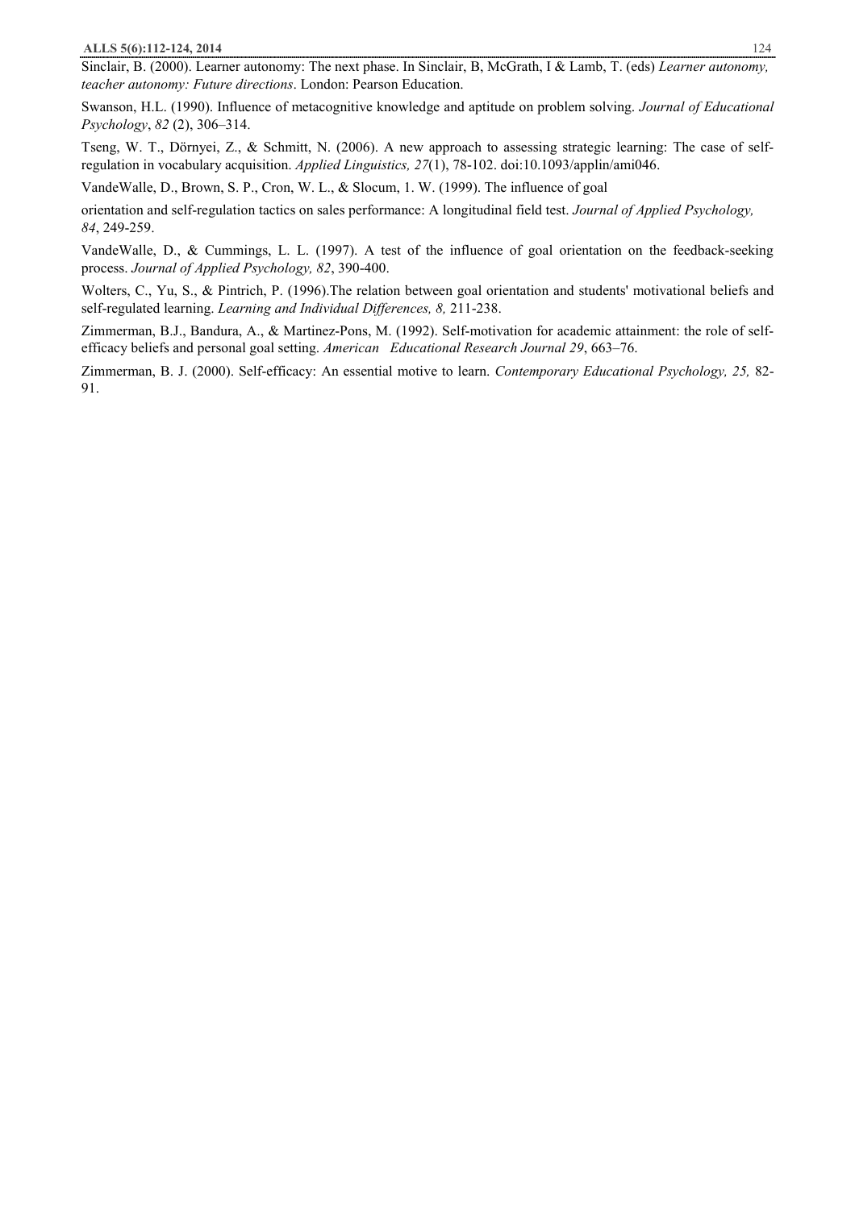Sinclair, B. (2000). Learner autonomy: The next phase. In Sinclair, B, McGrath, I & Lamb, T. (eds) *Learner autonomy, teacher autonomy: Future directions*. London: Pearson Education.

Swanson, H.L. (1990). Influence of metacognitive knowledge and aptitude on problem solving. *Journal of Educational Psychology*, *82* (2), 306–314.

Tseng, W. T., Dörnyei, Z., & Schmitt, N. (2006). A new approach to assessing strategic learning: The case of self-regulation in vocabulary acquisition. *Applied Linguistics, 27*(1), 78-102. doi:10.1093/applin/ami046.

VandeWalle, D., Brown, S. P., Cron, W. L., & Slocum, 1. W. (1999). The influence of goal

orientation and self-regulation tactics on sales performance: A longitudinal field test. *Journal of Applied Psychology, 84*, 249-259.

VandeWalle, D., & Cummings, L. L. (1997). A test of the influence of goal orientation on the feedback-seeking process. *Journal of Applied Psychology, 82*, 390-400.

Wolters, C., Yu, S., & Pintrich, P. (1996).The relation between goal orientation and students' motivational beliefs and self-regulated learning. *Learning and Individual Differences, 8,* 211-238.

Zimmerman, B.J., Bandura, A., & Martinez-Pons, M. (1992). Self-motivation for academic attainment: the role of self-efficacy beliefs and personal goal setting. *American Educational Research Journal 29*, 663–76.

Zimmerman, B. J. (2000). Self-efficacy: An essential motive to learn. *Contemporary Educational Psychology, 25,* 82-91.